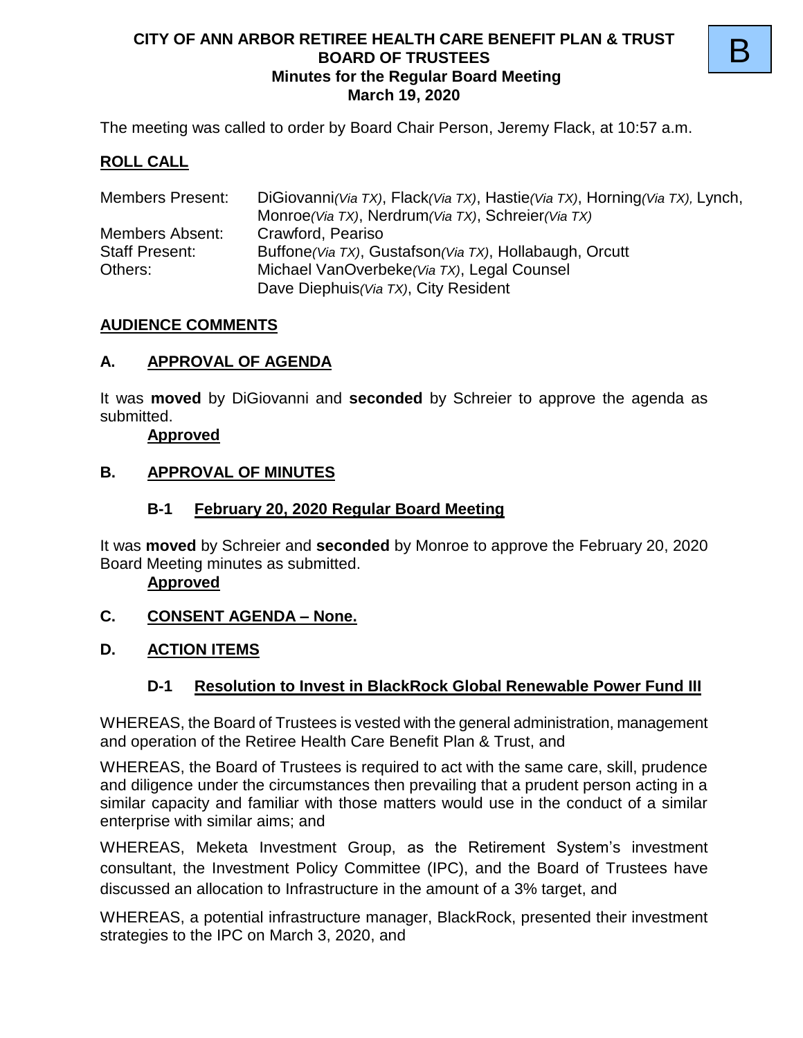# CITY OF ANN ARBOR RETIREE HEALTH CARE BENEFIT PLAN & TRUST BOARD OF TRUSTEES

## Minutes for the Regular Board Meeting

## March 19, 2020

B

The meeting was called to order by Board Chair Person, Jeremy Flack, at 10:57 a.m.

## ROLL CALL

| | |
|---|---|
| Members Present: | DiGiovanni*(Via TX)*, Flack*(Via TX)*, Hastie*(Via TX)*, Horning*(Via TX)*, Lynch, Monroe*(Via TX)*, Nerdrum*(Via TX)*, Schreier*(Via TX)* |
| Members Absent: | Crawford, Peariso |
| Staff Present: | Buffone*(Via TX)*, Gustafson*(Via TX)*, Hollabaugh, Orcutt |
| Others: | Michael VanOverbeke*(Via TX)*, Legal Counsel<br>Dave Diephuis*(Via TX)*, City Resident |

## AUDIENCE COMMENTS

## A. APPROVAL OF AGENDA

It was **moved** by DiGiovanni and **seconded** by Schreier to approve the agenda as submitted.

**Approved**

## B. APPROVAL OF MINUTES

### B-1 February 20, 2020 Regular Board Meeting

It was **moved** by Schreier and **seconded** by Monroe to approve the February 20, 2020 Board Meeting minutes as submitted.

**Approved**

## C. CONSENT AGENDA – None.

## D. ACTION ITEMS

### D-1 Resolution to Invest in BlackRock Global Renewable Power Fund III

WHEREAS, the Board of Trustees is vested with the general administration, management and operation of the Retiree Health Care Benefit Plan & Trust, and

WHEREAS, the Board of Trustees is required to act with the same care, skill, prudence and diligence under the circumstances then prevailing that a prudent person acting in a similar capacity and familiar with those matters would use in the conduct of a similar enterprise with similar aims; and

WHEREAS, Meketa Investment Group, as the Retirement System's investment consultant, the Investment Policy Committee (IPC), and the Board of Trustees have discussed an allocation to Infrastructure in the amount of a 3% target, and

WHEREAS, a potential infrastructure manager, BlackRock, presented their investment strategies to the IPC on March 3, 2020, and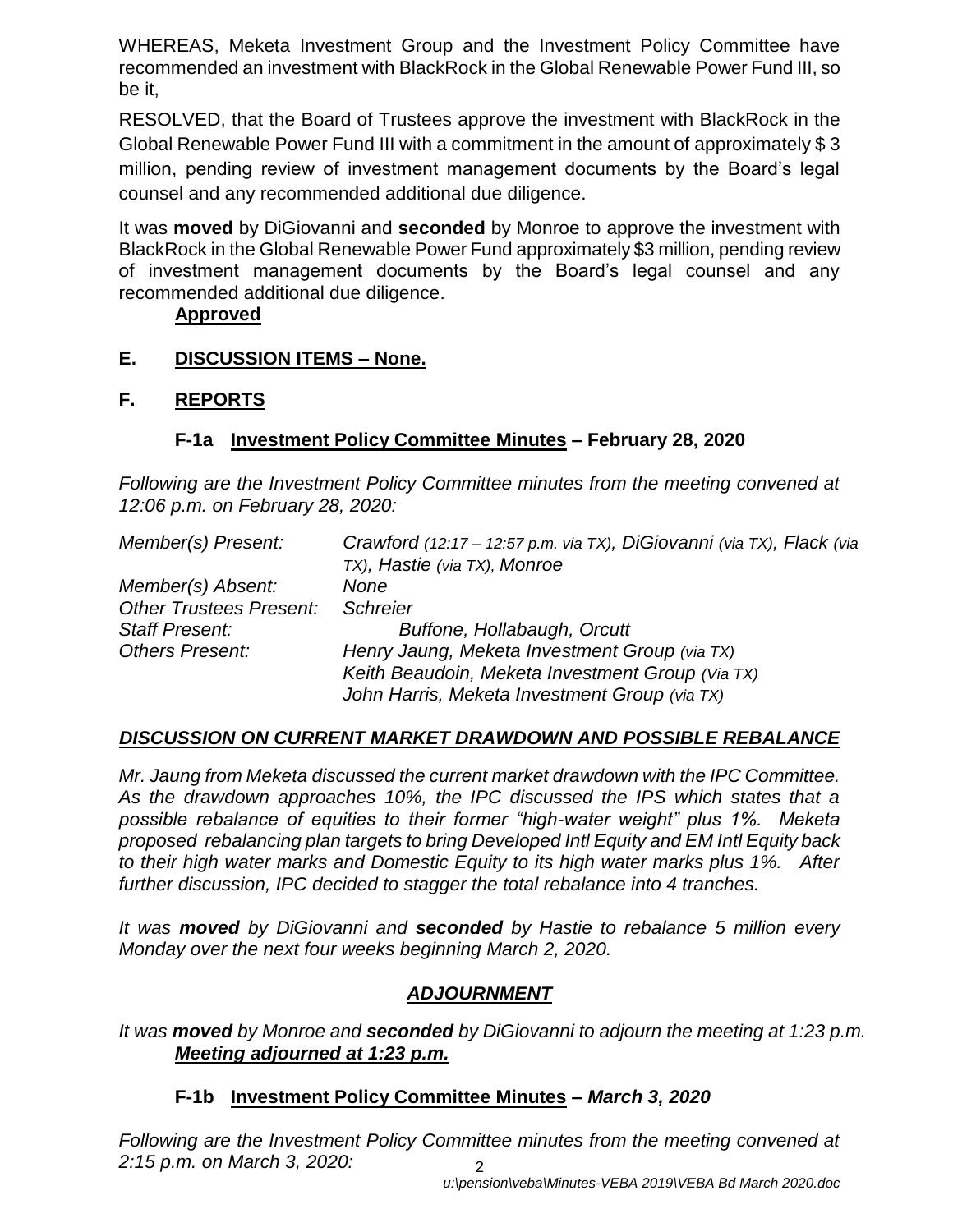WHEREAS, Meketa Investment Group and the Investment Policy Committee have recommended an investment with BlackRock in the Global Renewable Power Fund III, so be it,

RESOLVED, that the Board of Trustees approve the investment with BlackRock in the Global Renewable Power Fund III with a commitment in the amount of approximately $ 3 million, pending review of investment management documents by the Board's legal counsel and any recommended additional due diligence.

It was **moved** by DiGiovanni and **seconded** by Monroe to approve the investment with BlackRock in the Global Renewable Power Fund approximately $3 million, pending review of investment management documents by the Board's legal counsel and any recommended additional due diligence.

**Approved**

## E. DISCUSSION ITEMS – None.

## F. REPORTS

### F-1a Investment Policy Committee Minutes – February 28, 2020

*Following are the Investment Policy Committee minutes from the meeting convened at 12:06 p.m. on February 28, 2020:*

| | |
|---|---|
| *Member(s) Present:* | *Crawford (12:17 – 12:57 p.m. via TX), DiGiovanni (via TX), Flack (via TX), Hastie (via TX), Monroe* |
| *Member(s) Absent:* | *None* |
| *Other Trustees Present:* | *Schreier* |
| *Staff Present:* | *Buffone, Hollabaugh, Orcutt* |
| *Others Present:* | *Henry Jaung, Meketa Investment Group (via TX)*<br>*Keith Beaudoin, Meketa Investment Group (Via TX)*<br>*John Harris, Meketa Investment Group (via TX)* |

### ***DISCUSSION ON CURRENT MARKET DRAWDOWN AND POSSIBLE REBALANCE***

*Mr. Jaung from Meketa discussed the current market drawdown with the IPC Committee. As the drawdown approaches 10%, the IPC discussed the IPS which states that a possible rebalance of equities to their former "high-water weight" plus 1%. Meketa proposed rebalancing plan targets to bring Developed Intl Equity and EM Intl Equity back to their high water marks and Domestic Equity to its high water marks plus 1%. After further discussion, IPC decided to stagger the total rebalance into 4 tranches.*

*It was **moved** by DiGiovanni and **seconded** by Hastie to rebalance 5 million every Monday over the next four weeks beginning March 2, 2020.*

### ***ADJOURNMENT***

*It was **moved** by Monroe and **seconded** by DiGiovanni to adjourn the meeting at 1:23 p.m.*

***Meeting adjourned at 1:23 p.m.***

### F-1b Investment Policy Committee Minutes – *March 3, 2020*

*Following are the Investment Policy Committee minutes from the meeting convened at 2:15 p.m. on March 3, 2020:*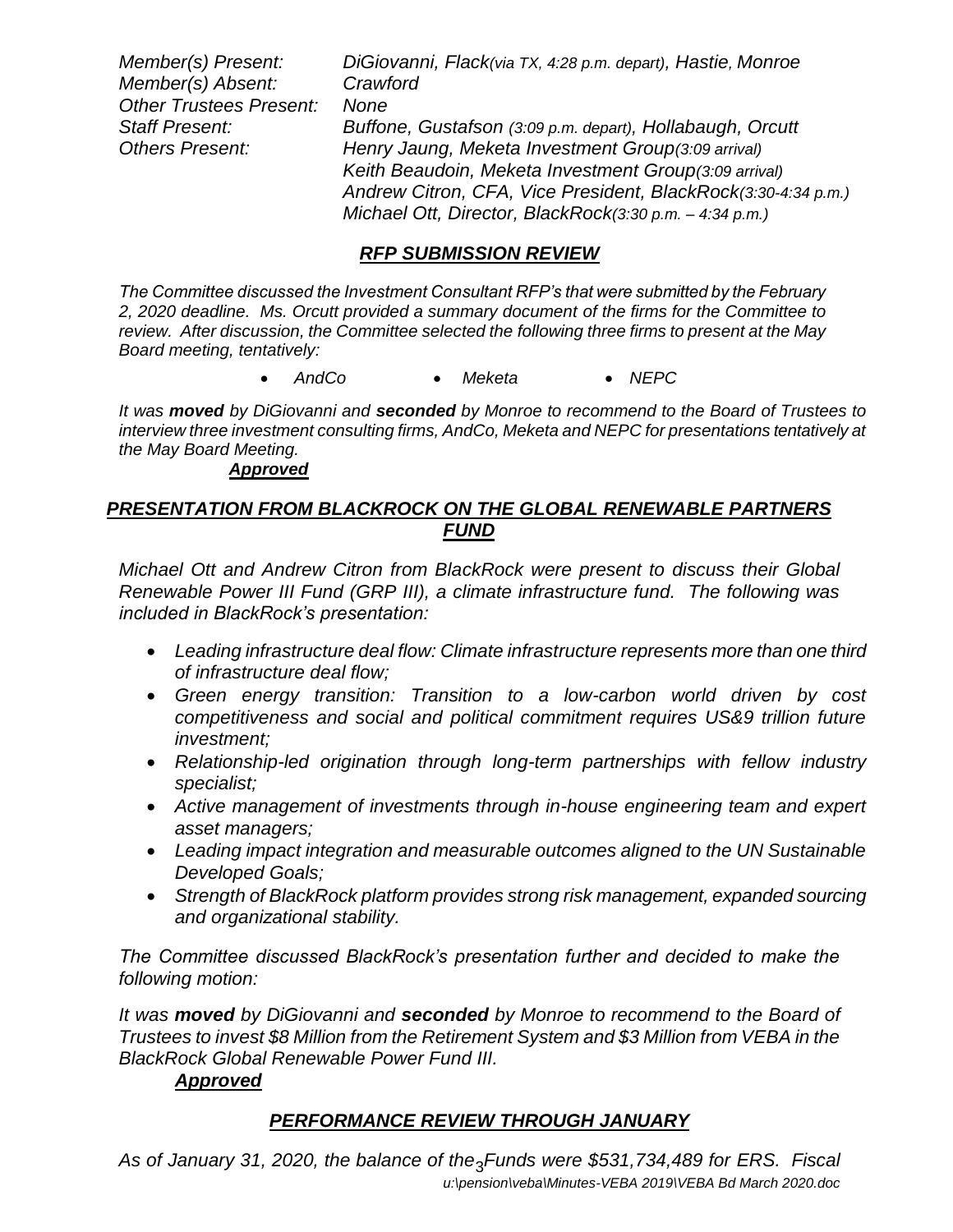*Member(s) Present: DiGiovanni, Flack(via TX, 4:28 p.m. depart), Hastie, Monroe*
*Member(s) Absent: Crawford*
*Other Trustees Present: None*
*Staff Present: Buffone, Gustafson (3:09 p.m. depart), Hollabaugh, Orcutt*
*Others Present: Henry Jaung, Meketa Investment Group(3:09 arrival)*
*Keith Beaudoin, Meketa Investment Group(3:09 arrival)*
*Andrew Citron, CFA, Vice President, BlackRock(3:30-4:34 p.m.)*
*Michael Ott, Director, BlackRock(3:30 p.m. – 4:34 p.m.)*

## *RFP SUBMISSION REVIEW*

*The Committee discussed the Investment Consultant RFP's that were submitted by the February 2, 2020 deadline. Ms. Orcutt provided a summary document of the firms for the Committee to review. After discussion, the Committee selected the following three firms to present at the May Board meeting, tentatively:*

- *AndCo*
- *Meketa*
- *NEPC*

*It was **moved** by DiGiovanni and **seconded** by Monroe to recommend to the Board of Trustees to interview three investment consulting firms, AndCo, Meketa and NEPC for presentations tentatively at the May Board Meeting.*

***Approved***

## *PRESENTATION FROM BLACKROCK ON THE GLOBAL RENEWABLE PARTNERS FUND*

*Michael Ott and Andrew Citron from BlackRock were present to discuss their Global Renewable Power III Fund (GRP III), a climate infrastructure fund. The following was included in BlackRock's presentation:*

- *Leading infrastructure deal flow: Climate infrastructure represents more than one third of infrastructure deal flow;*
- *Green energy transition: Transition to a low-carbon world driven by cost competitiveness and social and political commitment requires US&9 trillion future investment;*
- *Relationship-led origination through long-term partnerships with fellow industry specialist;*
- *Active management of investments through in-house engineering team and expert asset managers;*
- *Leading impact integration and measurable outcomes aligned to the UN Sustainable Developed Goals;*
- *Strength of BlackRock platform provides strong risk management, expanded sourcing and organizational stability.*

*The Committee discussed BlackRock's presentation further and decided to make the following motion:*

*It was **moved** by DiGiovanni and **seconded** by Monroe to recommend to the Board of Trustees to invest $8 Million from the Retirement System and $3 Million from VEBA in the BlackRock Global Renewable Power Fund III.*

***Approved***

## *PERFORMANCE REVIEW THROUGH JANUARY*

*As of January 31, 2020, the balance of the Funds were $531,734,489 for ERS. Fiscal*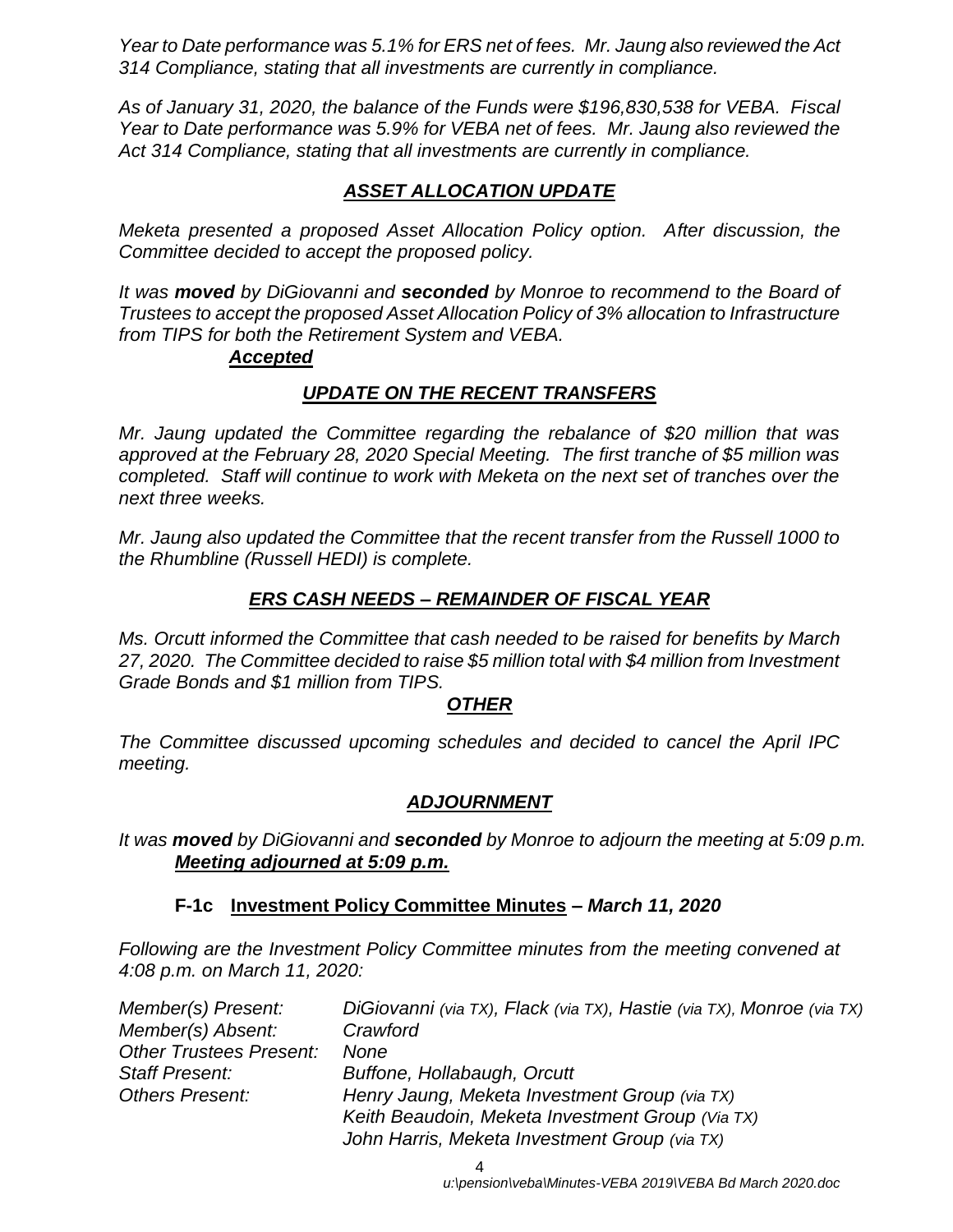*Year to Date performance was 5.1% for ERS net of fees. Mr. Jaung also reviewed the Act 314 Compliance, stating that all investments are currently in compliance.*

*As of January 31, 2020, the balance of the Funds were $196,830,538 for VEBA. Fiscal Year to Date performance was 5.9% for VEBA net of fees. Mr. Jaung also reviewed the Act 314 Compliance, stating that all investments are currently in compliance.*

***ASSET ALLOCATION UPDATE***

*Meketa presented a proposed Asset Allocation Policy option. After discussion, the Committee decided to accept the proposed policy.*

*It was **moved** by DiGiovanni and **seconded** by Monroe to recommend to the Board of Trustees to accept the proposed Asset Allocation Policy of 3% allocation to Infrastructure from TIPS for both the Retirement System and VEBA.*

***Accepted***

***UPDATE ON THE RECENT TRANSFERS***

*Mr. Jaung updated the Committee regarding the rebalance of $20 million that was approved at the February 28, 2020 Special Meeting. The first tranche of $5 million was completed. Staff will continue to work with Meketa on the next set of tranches over the next three weeks.*

*Mr. Jaung also updated the Committee that the recent transfer from the Russell 1000 to the Rhumbline (Russell HEDI) is complete.*

***ERS CASH NEEDS – REMAINDER OF FISCAL YEAR***

*Ms. Orcutt informed the Committee that cash needed to be raised for benefits by March 27, 2020. The Committee decided to raise $5 million total with $4 million from Investment Grade Bonds and $1 million from TIPS.*

***OTHER***

*The Committee discussed upcoming schedules and decided to cancel the April IPC meeting.*

***ADJOURNMENT***

*It was **moved** by DiGiovanni and **seconded** by Monroe to adjourn the meeting at 5:09 p.m.*

***Meeting adjourned at 5:09 p.m.***

**F-1c Investment Policy Committee Minutes –** ***March 11, 2020***

*Following are the Investment Policy Committee minutes from the meeting convened at 4:08 p.m. on March 11, 2020:*

| | |
|---|---|
| *Member(s) Present:* | *DiGiovanni (via TX), Flack (via TX), Hastie (via TX), Monroe (via TX)* |
| *Member(s) Absent:* | *Crawford* |
| *Other Trustees Present:* | *None* |
| *Staff Present:* | *Buffone, Hollabaugh, Orcutt* |
| *Others Present:* | *Henry Jaung, Meketa Investment Group (via TX)* |
| | *Keith Beaudoin, Meketa Investment Group (Via TX)* |
| | *John Harris, Meketa Investment Group (via TX)* |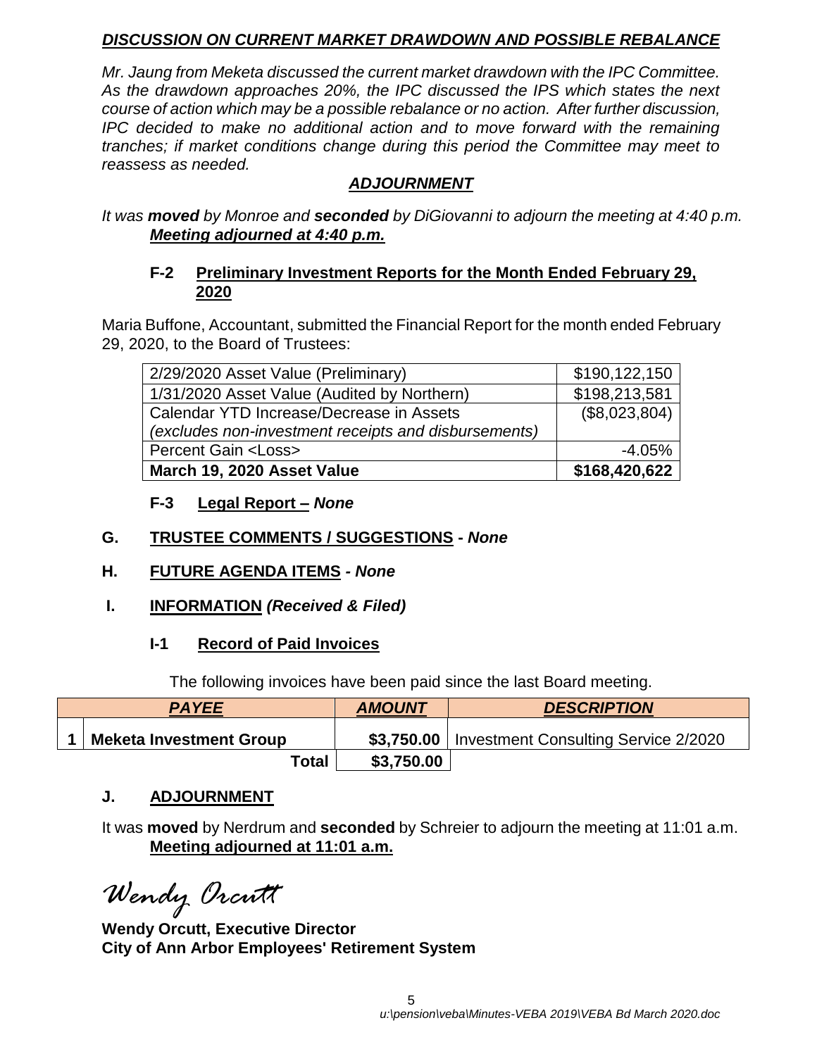***DISCUSSION ON CURRENT MARKET DRAWDOWN AND POSSIBLE REBALANCE***

*Mr. Jaung from Meketa discussed the current market drawdown with the IPC Committee. As the drawdown approaches 20%, the IPC discussed the IPS which states the next course of action which may be a possible rebalance or no action. After further discussion, IPC decided to make no additional action and to move forward with the remaining tranches; if market conditions change during this period the Committee may meet to reassess as needed.*

***ADJOURNMENT***

*It was **moved** by Monroe and **seconded** by DiGiovanni to adjourn the meeting at 4:40 p.m.*
***Meeting adjourned at 4:40 p.m.***

### F-2 Preliminary Investment Reports for the Month Ended February 29, 2020

Maria Buffone, Accountant, submitted the Financial Report for the month ended February 29, 2020, to the Board of Trustees:

| | |
|---|---|
| 2/29/2020 Asset Value (Preliminary) | $190,122,150 |
| 1/31/2020 Asset Value (Audited by Northern) | $198,213,581 |
| Calendar YTD Increase/Decrease in Assets *(excludes non-investment receipts and disbursements)* | ($8,023,804) |
| Percent Gain <Loss> | -4.05% |
| **March 19, 2020 Asset Value** | **$168,420,622** |

### F-3 Legal Report – *None*

## G. TRUSTEE COMMENTS / SUGGESTIONS - *None*

## H. FUTURE AGENDA ITEMS - *None*

## I. INFORMATION *(Received & Filed)*

### I-1 Record of Paid Invoices

The following invoices have been paid since the last Board meeting.

| | *PAYEE* | *AMOUNT* | *DESCRIPTION* |
|---|---|---|---|
| 1 | **Meketa Investment Group** | **$3,750.00** | Investment Consulting Service 2/2020 |
| | **Total** | **$3,750.00** | |

## J. ADJOURNMENT

It was **moved** by Nerdrum and **seconded** by Schreier to adjourn the meeting at 11:01 a.m.
**Meeting adjourned at 11:01 a.m.**

*Wendy Orcutt*

**Wendy Orcutt, Executive Director**
**City of Ann Arbor Employees' Retirement System**

*u:\pension\veba\Minutes-VEBA 2019\VEBA Bd March 2020.doc*